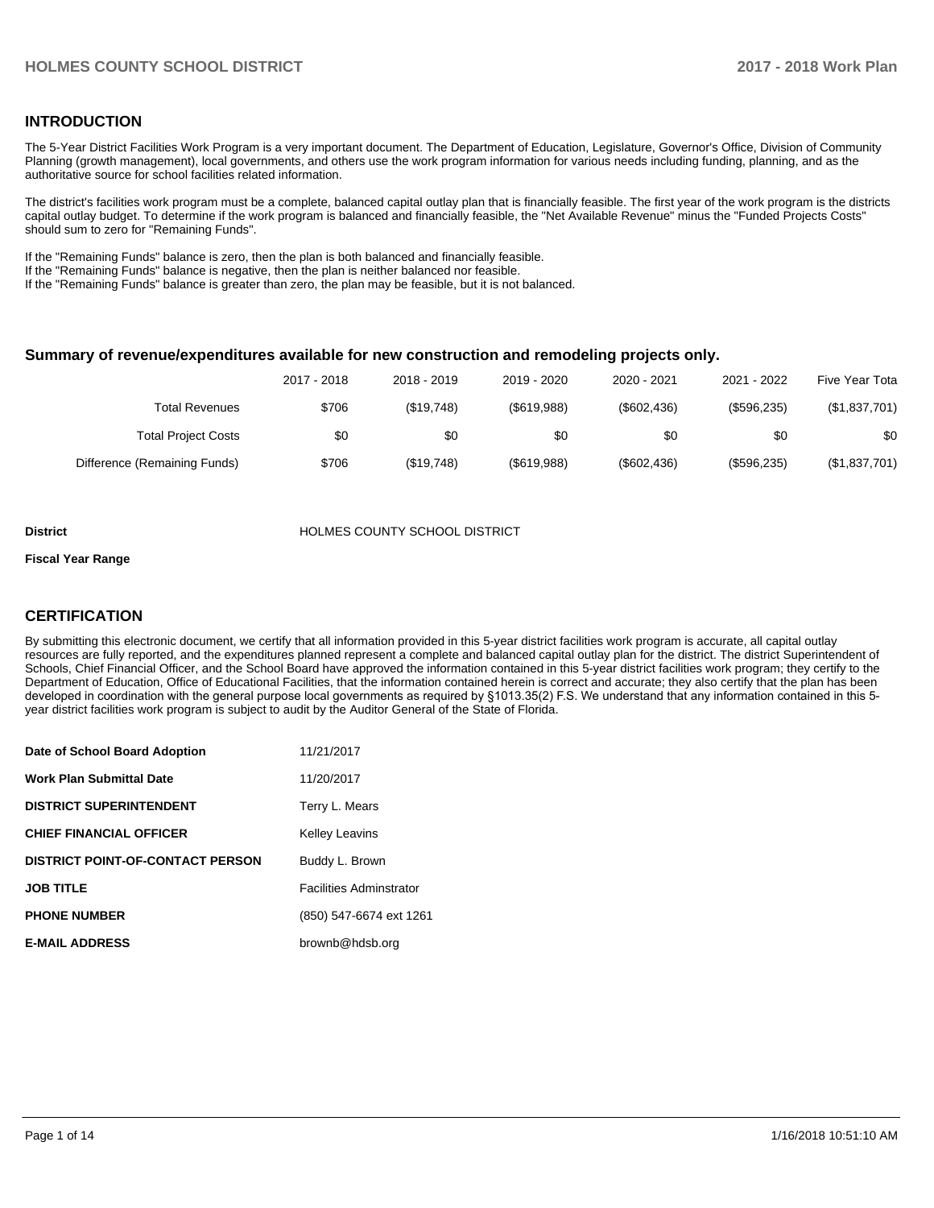## INTRODUCTION

The 5-Year District Facilities Work Program is a very important document. The Department of Education, Legislature, Governor's Office, Division of Community Planning (growth management), local governments, and others use the work program information for various needs including funding, planning, and as the authoritative source for school facilities related information.

The district's facilities work program must be a complete, balanced capital outlay plan that is financially feasible. The first year of the work program is the districts capital outlay budget. To determine if the work program is balanced and financially feasible, the "Net Available Revenue" minus the "Funded Projects Costs" should sum to zero for "Remaining Funds".

If the "Remaining Funds" balance is zero, then the plan is both balanced and financially feasible.
If the "Remaining Funds" balance is negative, then the plan is neither balanced nor feasible.
If the "Remaining Funds" balance is greater than zero, the plan may be feasible, but it is not balanced.

### Summary of revenue/expenditures available for new construction and remodeling projects only.

| | 2017 - 2018 | 2018 - 2019 | 2019 - 2020 | 2020 - 2021 | 2021 - 2022 | Five Year Tota |
|---|---|---|---|---|---|---|
| Total Revenues | $706 | ($19,748) | ($619,988) | ($602,436) | ($596,235) | ($1,837,701) |
| Total Project Costs | $0 | $0 | $0 | $0 | $0 | $0 |
| Difference (Remaining Funds) | $706 | ($19,748) | ($619,988) | ($602,436) | ($596,235) | ($1,837,701) |

**District** HOLMES COUNTY SCHOOL DISTRICT

**Fiscal Year Range**

## CERTIFICATION

By submitting this electronic document, we certify that all information provided in this 5-year district facilities work program is accurate, all capital outlay resources are fully reported, and the expenditures planned represent a complete and balanced capital outlay plan for the district. The district Superintendent of Schools, Chief Financial Officer, and the School Board have approved the information contained in this 5-year district facilities work program; they certify to the Department of Education, Office of Educational Facilities, that the information contained herein is correct and accurate; they also certify that the plan has been developed in coordination with the general purpose local governments as required by §1013.35(2) F.S. We understand that any information contained in this 5-year district facilities work program is subject to audit by the Auditor General of the State of Florida.

| | |
|---|---|
| **Date of School Board Adoption** | 11/21/2017 |
| **Work Plan Submittal Date** | 11/20/2017 |
| **DISTRICT SUPERINTENDENT** | Terry L. Mears |
| **CHIEF FINANCIAL OFFICER** | Kelley Leavins |
| **DISTRICT POINT-OF-CONTACT PERSON** | Buddy L. Brown |
| **JOB TITLE** | Facilities Adminstrator |
| **PHONE NUMBER** | (850) 547-6674 ext 1261 |
| **E-MAIL ADDRESS** | brownb@hdsb.org |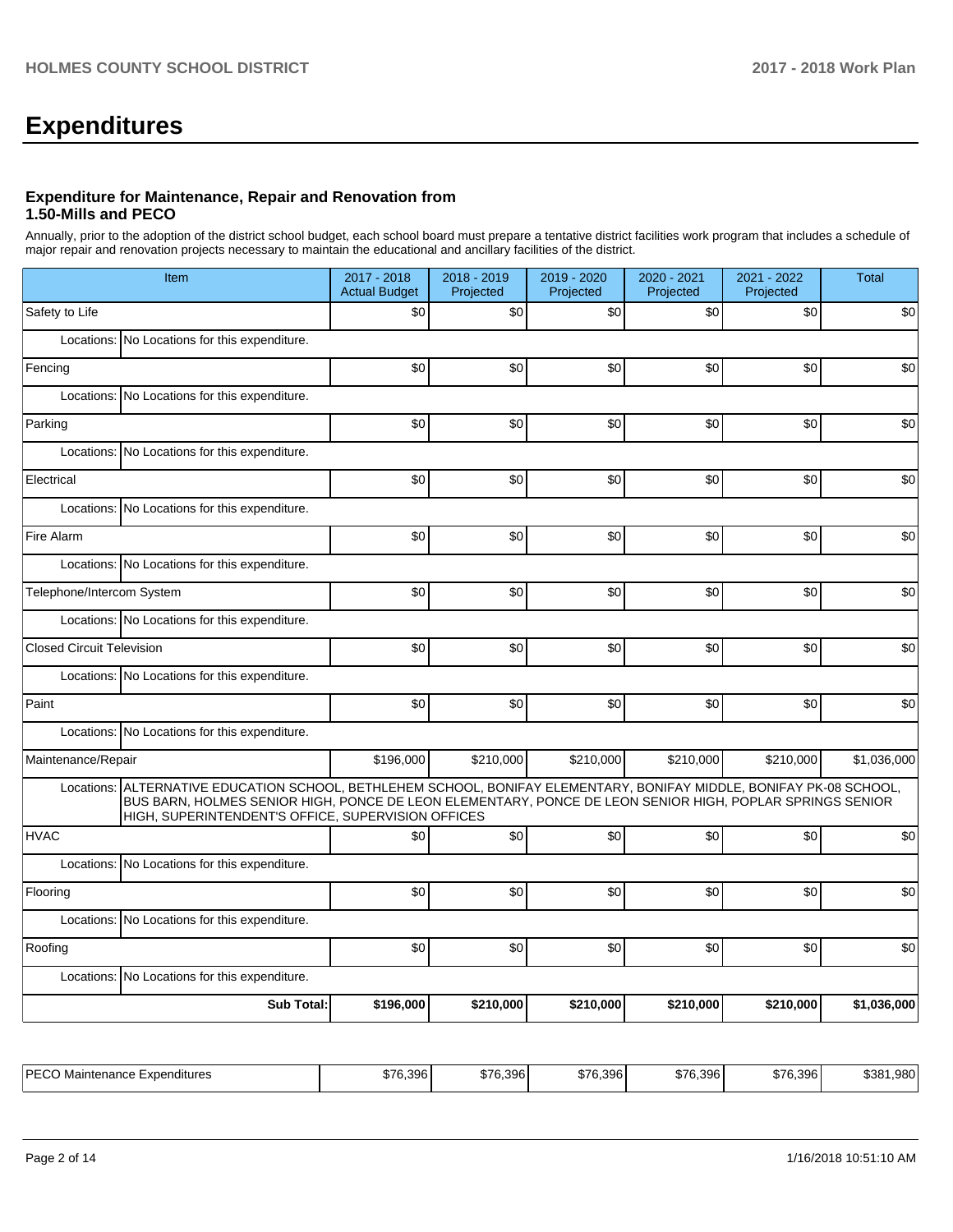# Expenditures

### Expenditure for Maintenance, Repair and Renovation from 1.50-Mills and PECO

Annually, prior to the adoption of the district school budget, each school board must prepare a tentative district facilities work program that includes a schedule of major repair and renovation projects necessary to maintain the educational and ancillary facilities of the district.

| Item | | 2017 - 2018 Actual Budget | 2018 - 2019 Projected | 2019 - 2020 Projected | 2020 - 2021 Projected | 2021 - 2022 Projected | Total |
|---|---|---|---|---|---|---|---|
| Safety to Life | | $0 | $0 | $0 | $0 | $0 | $0 |
| Locations: | No Locations for this expenditure. | | | | | | |
| Fencing | | $0 | $0 | $0 | $0 | $0 | $0 |
| Locations: | No Locations for this expenditure. | | | | | | |
| Parking | | $0 | $0 | $0 | $0 | $0 | $0 |
| Locations: | No Locations for this expenditure. | | | | | | |
| Electrical | | $0 | $0 | $0 | $0 | $0 | $0 |
| Locations: | No Locations for this expenditure. | | | | | | |
| Fire Alarm | | $0 | $0 | $0 | $0 | $0 | $0 |
| Locations: | No Locations for this expenditure. | | | | | | |
| Telephone/Intercom System | | $0 | $0 | $0 | $0 | $0 | $0 |
| Locations: | No Locations for this expenditure. | | | | | | |
| Closed Circuit Television | | $0 | $0 | $0 | $0 | $0 | $0 |
| Locations: | No Locations for this expenditure. | | | | | | |
| Paint | | $0 | $0 | $0 | $0 | $0 | $0 |
| Locations: | No Locations for this expenditure. | | | | | | |
| Maintenance/Repair | | $196,000 | $210,000 | $210,000 | $210,000 | $210,000 | $1,036,000 |
| Locations: | ALTERNATIVE EDUCATION SCHOOL, BETHLEHEM SCHOOL, BONIFAY ELEMENTARY, BONIFAY MIDDLE, BONIFAY PK-08 SCHOOL, BUS BARN, HOLMES SENIOR HIGH, PONCE DE LEON ELEMENTARY, PONCE DE LEON SENIOR HIGH, POPLAR SPRINGS SENIOR HIGH, SUPERINTENDENT'S OFFICE, SUPERVISION OFFICES | | | | | | |
| HVAC | | $0 | $0 | $0 | $0 | $0 | $0 |
| Locations: | No Locations for this expenditure. | | | | | | |
| Flooring | | $0 | $0 | $0 | $0 | $0 | $0 |
| Locations: | No Locations for this expenditure. | | | | | | |
| Roofing | | $0 | $0 | $0 | $0 | $0 | $0 |
| Locations: | No Locations for this expenditure. | | | | | | |
| | **Sub Total:** | **$196,000** | **$210,000** | **$210,000** | **$210,000** | **$210,000** | **$1,036,000** |

| | 2017 - 2018 | 2018 - 2019 | 2019 - 2020 | 2020 - 2021 | 2021 - 2022 | Total |
|---|---|---|---|---|---|---|
| PECO Maintenance Expenditures | $76,396 | $76,396 | $76,396 | $76,396 | $76,396 | $381,980 |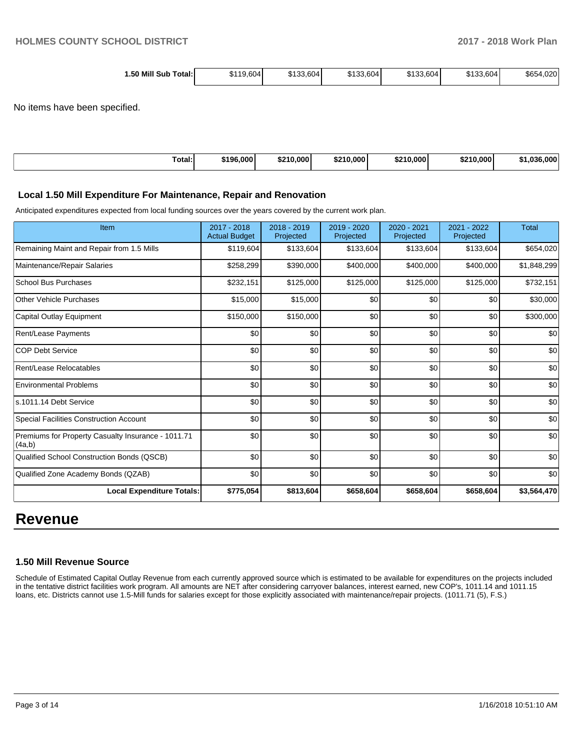| 1.50 Mill Sub Total: | $119,604 | $133,604 | $133,604 | $133,604 | $133,604 | $654,020 |
|---|---|---|---|---|---|---|

No items have been specified.

| Total: | $196,000 | $210,000 | $210,000 | $210,000 | $210,000 | $1,036,000 |
|---|---|---|---|---|---|---|

### Local 1.50 Mill Expenditure For Maintenance, Repair and Renovation

Anticipated expenditures expected from local funding sources over the years covered by the current work plan.

| Item | 2017 - 2018 Actual Budget | 2018 - 2019 Projected | 2019 - 2020 Projected | 2020 - 2021 Projected | 2021 - 2022 Projected | Total |
|---|---|---|---|---|---|---|
| Remaining Maint and Repair from 1.5 Mills | $119,604 | $133,604 | $133,604 | $133,604 | $133,604 | $654,020 |
| Maintenance/Repair Salaries | $258,299 | $390,000 | $400,000 | $400,000 | $400,000 | $1,848,299 |
| School Bus Purchases | $232,151 | $125,000 | $125,000 | $125,000 | $125,000 | $732,151 |
| Other Vehicle Purchases | $15,000 | $15,000 | $0 | $0 | $0 | $30,000 |
| Capital Outlay Equipment | $150,000 | $150,000 | $0 | $0 | $0 | $300,000 |
| Rent/Lease Payments | $0 | $0 | $0 | $0 | $0 | $0 |
| COP Debt Service | $0 | $0 | $0 | $0 | $0 | $0 |
| Rent/Lease Relocatables | $0 | $0 | $0 | $0 | $0 | $0 |
| Environmental Problems | $0 | $0 | $0 | $0 | $0 | $0 |
| s.1011.14 Debt Service | $0 | $0 | $0 | $0 | $0 | $0 |
| Special Facilities Construction Account | $0 | $0 | $0 | $0 | $0 | $0 |
| Premiums for Property Casualty Insurance - 1011.71 (4a,b) | $0 | $0 | $0 | $0 | $0 | $0 |
| Qualified School Construction Bonds (QSCB) | $0 | $0 | $0 | $0 | $0 | $0 |
| Qualified Zone Academy Bonds (QZAB) | $0 | $0 | $0 | $0 | $0 | $0 |
| **Local Expenditure Totals:** | **$775,054** | **$813,604** | **$658,604** | **$658,604** | **$658,604** | **$3,564,470** |

# Revenue

### 1.50 Mill Revenue Source

Schedule of Estimated Capital Outlay Revenue from each currently approved source which is estimated to be available for expenditures on the projects included in the tentative district facilities work program. All amounts are NET after considering carryover balances, interest earned, new COP's, 1011.14 and 1011.15 loans, etc. Districts cannot use 1.5-Mill funds for salaries except for those explicitly associated with maintenance/repair projects. (1011.71 (5), F.S.)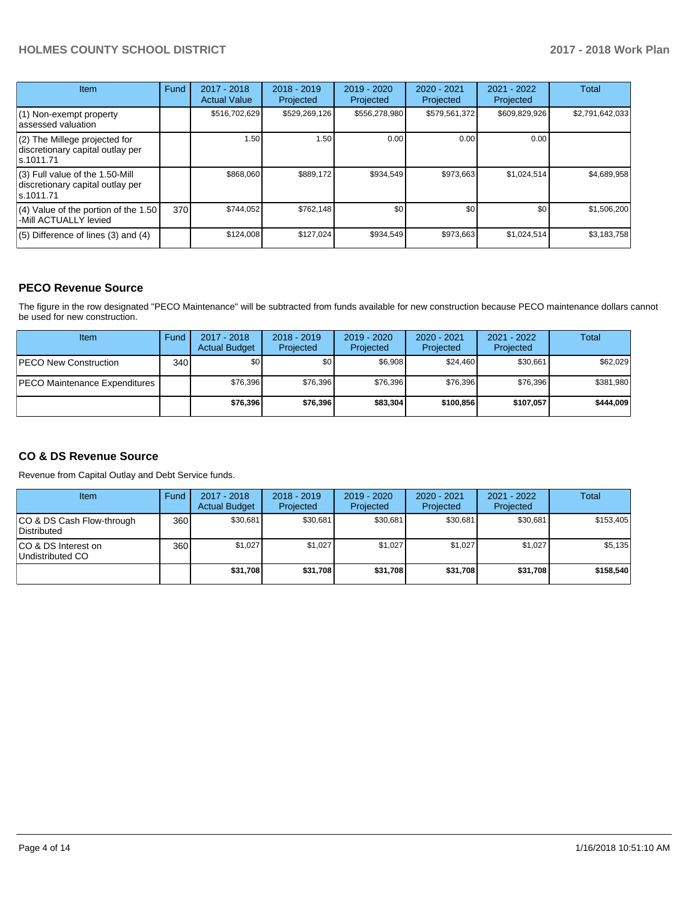| Item | Fund | 2017 - 2018 Actual Value | 2018 - 2019 Projected | 2019 - 2020 Projected | 2020 - 2021 Projected | 2021 - 2022 Projected | Total |
|---|---|---|---|---|---|---|---|
| (1) Non-exempt property assessed valuation | | $516,702,629 | $529,269,126 | $556,278,980 | $579,561,372 | $609,829,926 | $2,791,642,033 |
| (2) The Millege projected for discretionary capital outlay per s.1011.71 | | 1.50 | 1.50 | 0.00 | 0.00 | 0.00 | |
| (3) Full value of the 1.50-Mill discretionary capital outlay per s.1011.71 | | $868,060 | $889,172 | $934,549 | $973,663 | $1,024,514 | $4,689,958 |
| (4) Value of the portion of the 1.50 -Mill ACTUALLY levied | 370 | $744,052 | $762,148 | $0 | $0 | $0 | $1,506,200 |
| (5) Difference of lines (3) and (4) | | $124,008 | $127,024 | $934,549 | $973,663 | $1,024,514 | $3,183,758 |

## PECO Revenue Source

The figure in the row designated "PECO Maintenance" will be subtracted from funds available for new construction because PECO maintenance dollars cannot be used for new construction.

| Item | Fund | 2017 - 2018 Actual Budget | 2018 - 2019 Projected | 2019 - 2020 Projected | 2020 - 2021 Projected | 2021 - 2022 Projected | Total |
|---|---|---|---|---|---|---|---|
| PECO New Construction | 340 | $0 | $0 | $6,908 | $24,460 | $30,661 | $62,029 |
| PECO Maintenance Expenditures | | $76,396 | $76,396 | $76,396 | $76,396 | $76,396 | $381,980 |
| | | **$76,396** | **$76,396** | **$83,304** | **$100,856** | **$107,057** | **$444,009** |

## CO & DS Revenue Source

Revenue from Capital Outlay and Debt Service funds.

| Item | Fund | 2017 - 2018 Actual Budget | 2018 - 2019 Projected | 2019 - 2020 Projected | 2020 - 2021 Projected | 2021 - 2022 Projected | Total |
|---|---|---|---|---|---|---|---|
| CO & DS Cash Flow-through Distributed | 360 | $30,681 | $30,681 | $30,681 | $30,681 | $30,681 | $153,405 |
| CO & DS Interest on Undistributed CO | 360 | $1,027 | $1,027 | $1,027 | $1,027 | $1,027 | $5,135 |
| | | **$31,708** | **$31,708** | **$31,708** | **$31,708** | **$31,708** | **$158,540** |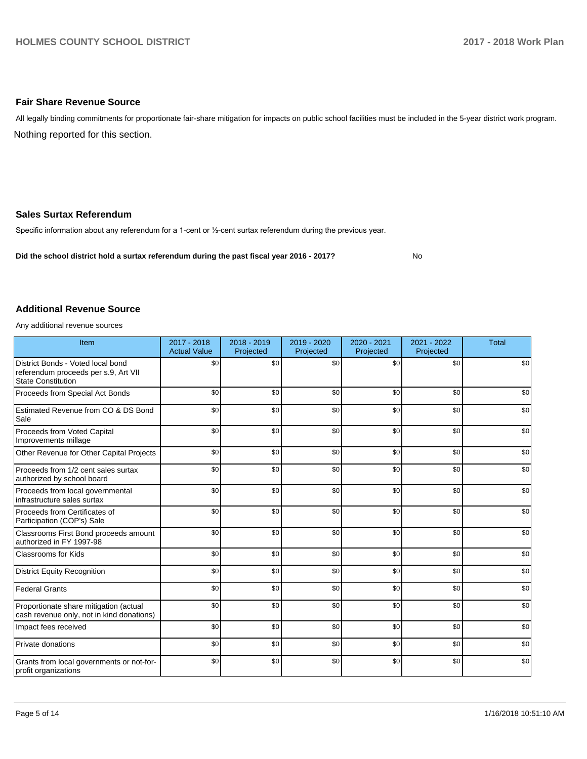## Fair Share Revenue Source

All legally binding commitments for proportionate fair-share mitigation for impacts on public school facilities must be included in the 5-year district work program.

Nothing reported for this section.

## Sales Surtax Referendum

Specific information about any referendum for a 1-cent or ½-cent surtax referendum during the previous year.

**Did the school district hold a surtax referendum during the past fiscal year 2016 - 2017?** No

## Additional Revenue Source

Any additional revenue sources

| Item | 2017 - 2018 Actual Value | 2018 - 2019 Projected | 2019 - 2020 Projected | 2020 - 2021 Projected | 2021 - 2022 Projected | Total |
|---|---|---|---|---|---|---|
| District Bonds - Voted local bond referendum proceeds per s.9, Art VII State Constitution | $0 | $0 | $0 | $0 | $0 | $0 |
| Proceeds from Special Act Bonds | $0 | $0 | $0 | $0 | $0 | $0 |
| Estimated Revenue from CO & DS Bond Sale | $0 | $0 | $0 | $0 | $0 | $0 |
| Proceeds from Voted Capital Improvements millage | $0 | $0 | $0 | $0 | $0 | $0 |
| Other Revenue for Other Capital Projects | $0 | $0 | $0 | $0 | $0 | $0 |
| Proceeds from 1/2 cent sales surtax authorized by school board | $0 | $0 | $0 | $0 | $0 | $0 |
| Proceeds from local governmental infrastructure sales surtax | $0 | $0 | $0 | $0 | $0 | $0 |
| Proceeds from Certificates of Participation (COP's) Sale | $0 | $0 | $0 | $0 | $0 | $0 |
| Classrooms First Bond proceeds amount authorized in FY 1997-98 | $0 | $0 | $0 | $0 | $0 | $0 |
| Classrooms for Kids | $0 | $0 | $0 | $0 | $0 | $0 |
| District Equity Recognition | $0 | $0 | $0 | $0 | $0 | $0 |
| Federal Grants | $0 | $0 | $0 | $0 | $0 | $0 |
| Proportionate share mitigation (actual cash revenue only, not in kind donations) | $0 | $0 | $0 | $0 | $0 | $0 |
| Impact fees received | $0 | $0 | $0 | $0 | $0 | $0 |
| Private donations | $0 | $0 | $0 | $0 | $0 | $0 |
| Grants from local governments or not-for-profit organizations | $0 | $0 | $0 | $0 | $0 | $0 |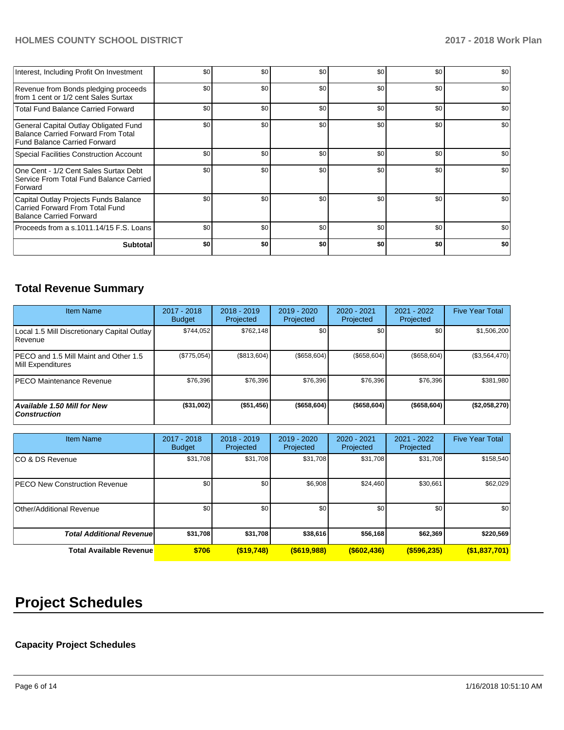| | | | | | | |
|---|---|---|---|---|---|---|
| Interest, Including Profit On Investment | $0 | $0 | $0 | $0 | $0 | $0 |
| Revenue from Bonds pledging proceeds from 1 cent or 1/2 cent Sales Surtax | $0 | $0 | $0 | $0 | $0 | $0 |
| Total Fund Balance Carried Forward | $0 | $0 | $0 | $0 | $0 | $0 |
| General Capital Outlay Obligated Fund Balance Carried Forward From Total Fund Balance Carried Forward | $0 | $0 | $0 | $0 | $0 | $0 |
| Special Facilities Construction Account | $0 | $0 | $0 | $0 | $0 | $0 |
| One Cent - 1/2 Cent Sales Surtax Debt Service From Total Fund Balance Carried Forward | $0 | $0 | $0 | $0 | $0 | $0 |
| Capital Outlay Projects Funds Balance Carried Forward From Total Fund Balance Carried Forward | $0 | $0 | $0 | $0 | $0 | $0 |
| Proceeds from a s.1011.14/15 F.S. Loans | $0 | $0 | $0 | $0 | $0 | $0 |
| **Subtotal** | **$0** | **$0** | **$0** | **$0** | **$0** | **$0** |

## Total Revenue Summary

| Item Name | 2017 - 2018 Budget | 2018 - 2019 Projected | 2019 - 2020 Projected | 2020 - 2021 Projected | 2021 - 2022 Projected | Five Year Total |
|---|---|---|---|---|---|---|
| Local 1.5 Mill Discretionary Capital Outlay Revenue | $744,052 | $762,148 | $0 | $0 | $0 | $1,506,200 |
| PECO and 1.5 Mill Maint and Other 1.5 Mill Expenditures | ($775,054) | ($813,604) | ($658,604) | ($658,604) | ($658,604) | ($3,564,470) |
| PECO Maintenance Revenue | $76,396 | $76,396 | $76,396 | $76,396 | $76,396 | $381,980 |
| ***Available 1.50 Mill for New Construction*** | **($31,002)** | **($51,456)** | **($658,604)** | **($658,604)** | **($658,604)** | **($2,058,270)** |

| Item Name | 2017 - 2018 Budget | 2018 - 2019 Projected | 2019 - 2020 Projected | 2020 - 2021 Projected | 2021 - 2022 Projected | Five Year Total |
|---|---|---|---|---|---|---|
| CO & DS Revenue | $31,708 | $31,708 | $31,708 | $31,708 | $31,708 | $158,540 |
| PECO New Construction Revenue | $0 | $0 | $6,908 | $24,460 | $30,661 | $62,029 |
| Other/Additional Revenue | $0 | $0 | $0 | $0 | $0 | $0 |
| ***Total Additional Revenue*** | **$31,708** | **$31,708** | **$38,616** | **$56,168** | **$62,369** | **$220,569** |
| **Total Available Revenue** | **$706** | **($19,748)** | **($619,988)** | **($602,436)** | **($596,235)** | **($1,837,701)** |

# Project Schedules

### Capacity Project Schedules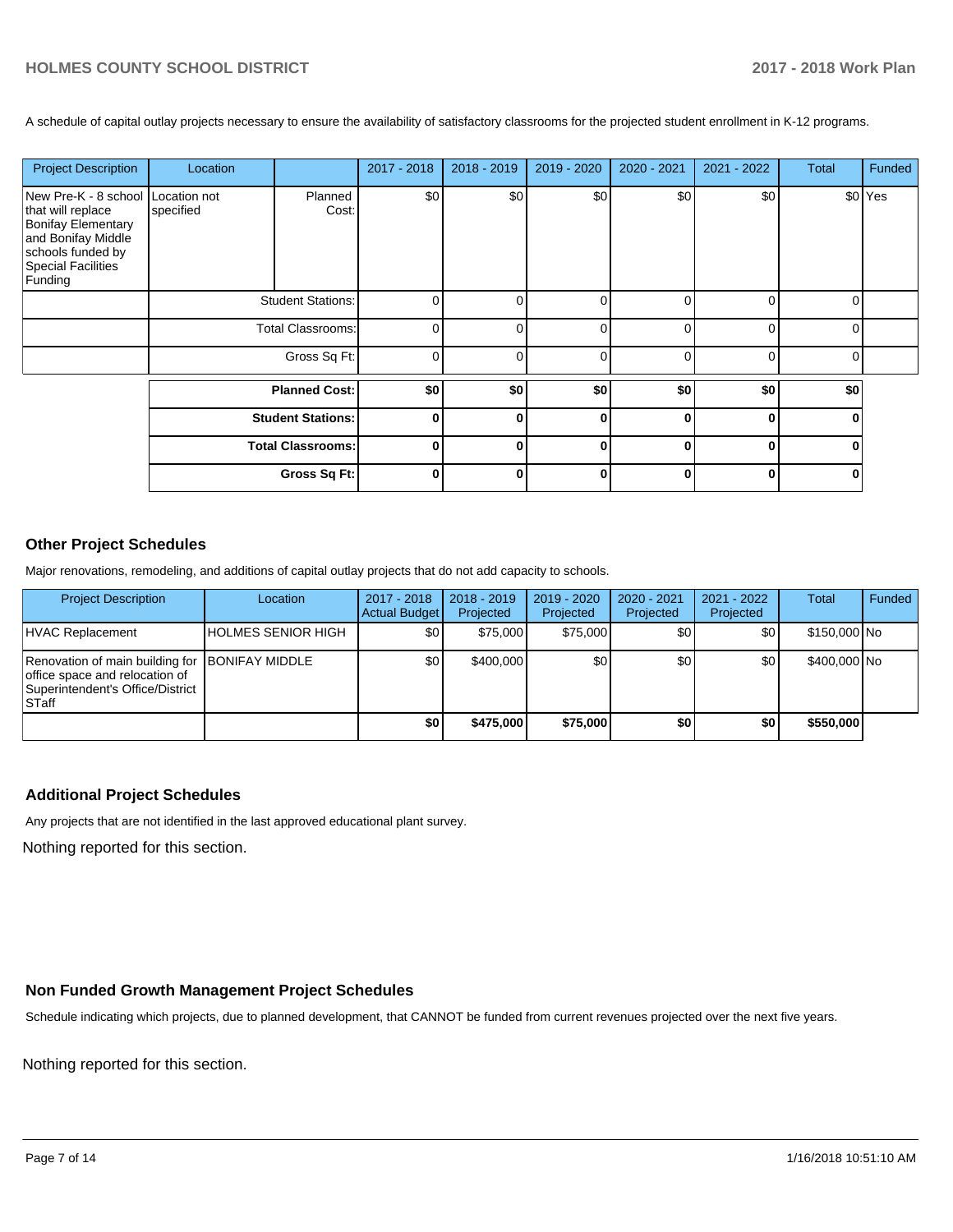A schedule of capital outlay projects necessary to ensure the availability of satisfactory classrooms for the projected student enrollment in K-12 programs.

| Project Description | Location | | 2017 - 2018 | 2018 - 2019 | 2019 - 2020 | 2020 - 2021 | 2021 - 2022 | Total | Funded |
|---|---|---|---|---|---|---|---|---|---|
| New Pre-K - 8 school that will replace Bonifay Elementary and Bonifay Middle schools funded by Special Facilities Funding | Location not specified | Planned Cost: | $0 | $0 | $0 | $0 | $0 | $0 | Yes |
| | | Student Stations: | 0 | 0 | 0 | 0 | 0 | 0 | |
| | | Total Classrooms: | 0 | 0 | 0 | 0 | 0 | 0 | |
| | | Gross Sq Ft: | 0 | 0 | 0 | 0 | 0 | 0 | |
| | | **Planned Cost:** | **$0** | **$0** | **$0** | **$0** | **$0** | **$0** | |
| | | **Student Stations:** | **0** | **0** | **0** | **0** | **0** | **0** | |
| | | **Total Classrooms:** | **0** | **0** | **0** | **0** | **0** | **0** | |
| | | **Gross Sq Ft:** | **0** | **0** | **0** | **0** | **0** | **0** | |

## Other Project Schedules

Major renovations, remodeling, and additions of capital outlay projects that do not add capacity to schools.

| Project Description | Location | 2017 - 2018 Actual Budget | 2018 - 2019 Projected | 2019 - 2020 Projected | 2020 - 2021 Projected | 2021 - 2022 Projected | Total | Funded |
|---|---|---|---|---|---|---|---|---|
| HVAC Replacement | HOLMES SENIOR HIGH | $0 | $75,000 | $75,000 | $0 | $0 | $150,000 | No |
| Renovation of main building for office space and relocation of Superintendent's Office/District STaff | BONIFAY MIDDLE | $0 | $400,000 | $0 | $0 | $0 | $400,000 | No |
| | | **$0** | **$475,000** | **$75,000** | **$0** | **$0** | **$550,000** | |

## Additional Project Schedules

Any projects that are not identified in the last approved educational plant survey.

Nothing reported for this section.

## Non Funded Growth Management Project Schedules

Schedule indicating which projects, due to planned development, that CANNOT be funded from current revenues projected over the next five years.

Nothing reported for this section.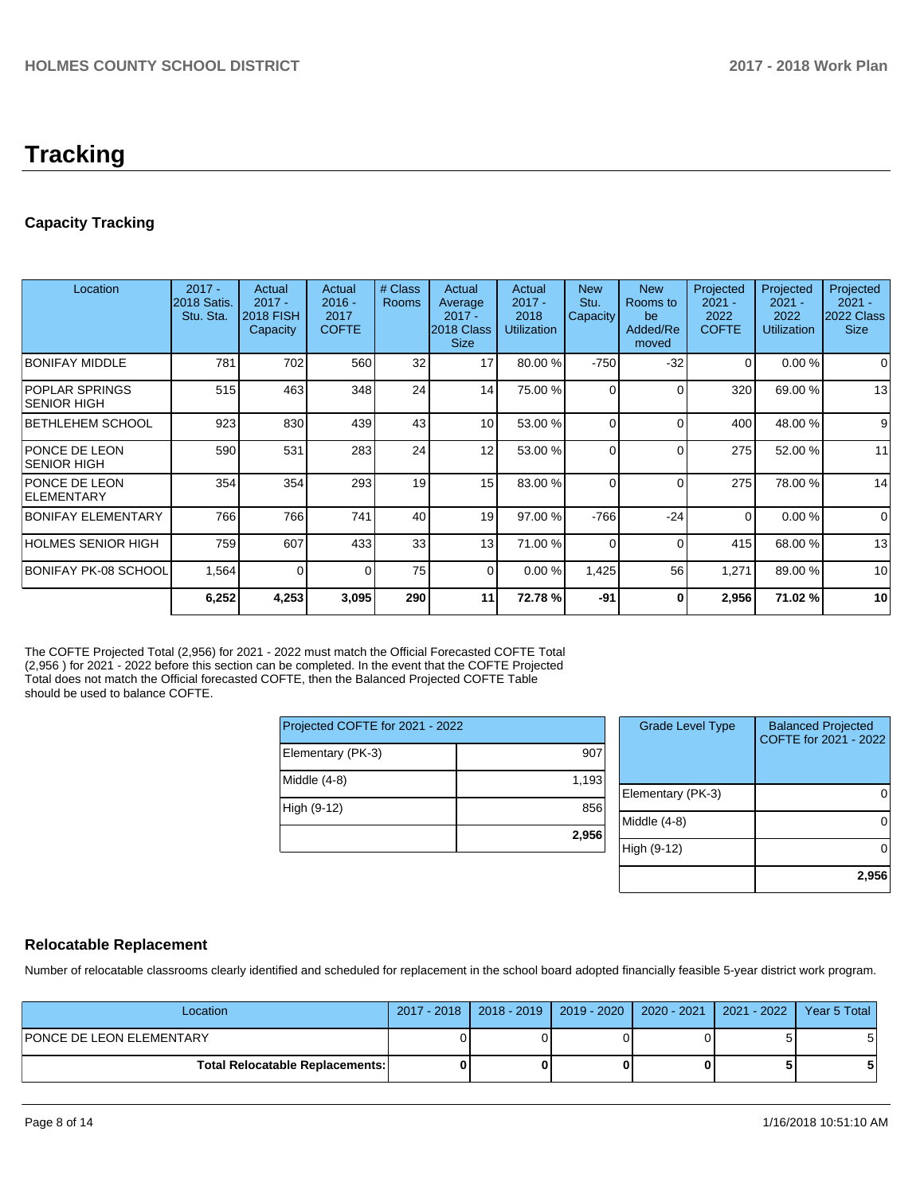# Tracking

## Capacity Tracking

| Location | 2017 - 2018 Satis. Stu. Sta. | Actual 2017 - 2018 FISH Capacity | Actual 2016 - 2017 COFTE | # Class Rooms | Actual Average 2017 - 2018 Class Size | Actual 2017 - 2018 Utilization | New Stu. Capacity | New Rooms to be Added/Removed | Projected 2021 - 2022 COFTE | Projected 2021 - 2022 Utilization | Projected 2021 - 2022 Class Size |
|---|---|---|---|---|---|---|---|---|---|---|---|
| BONIFAY MIDDLE | 781 | 702 | 560 | 32 | 17 | 80.00 % | -750 | -32 | 0 | 0.00 % | 0 |
| POPLAR SPRINGS SENIOR HIGH | 515 | 463 | 348 | 24 | 14 | 75.00 % | 0 | 0 | 320 | 69.00 % | 13 |
| BETHLEHEM SCHOOL | 923 | 830 | 439 | 43 | 10 | 53.00 % | 0 | 0 | 400 | 48.00 % | 9 |
| PONCE DE LEON SENIOR HIGH | 590 | 531 | 283 | 24 | 12 | 53.00 % | 0 | 0 | 275 | 52.00 % | 11 |
| PONCE DE LEON ELEMENTARY | 354 | 354 | 293 | 19 | 15 | 83.00 % | 0 | 0 | 275 | 78.00 % | 14 |
| BONIFAY ELEMENTARY | 766 | 766 | 741 | 40 | 19 | 97.00 % | -766 | -24 | 0 | 0.00 % | 0 |
| HOLMES SENIOR HIGH | 759 | 607 | 433 | 33 | 13 | 71.00 % | 0 | 0 | 415 | 68.00 % | 13 |
| BONIFAY PK-08 SCHOOL | 1,564 | 0 | 0 | 75 | 0 | 0.00 % | 1,425 | 56 | 1,271 | 89.00 % | 10 |
| | **6,252** | **4,253** | **3,095** | **290** | **11** | **72.78 %** | **-91** | **0** | **2,956** | **71.02 %** | **10** |

The COFTE Projected Total (2,956) for 2021 - 2022 must match the Official Forecasted COFTE Total (2,956 ) for 2021 - 2022 before this section can be completed. In the event that the COFTE Projected Total does not match the Official forecasted COFTE, then the Balanced Projected COFTE Table should be used to balance COFTE.

| Projected COFTE for 2021 - 2022 | |
|---|---|
| Elementary (PK-3) | 907 |
| Middle (4-8) | 1,193 |
| High (9-12) | 856 |
| | **2,956** |

| Grade Level Type | Balanced Projected COFTE for 2021 - 2022 |
|---|---|
| Elementary (PK-3) | 0 |
| Middle (4-8) | 0 |
| High (9-12) | 0 |
| | **2,956** |

## Relocatable Replacement

Number of relocatable classrooms clearly identified and scheduled for replacement in the school board adopted financially feasible 5-year district work program.

| Location | 2017 - 2018 | 2018 - 2019 | 2019 - 2020 | 2020 - 2021 | 2021 - 2022 | Year 5 Total |
|---|---|---|---|---|---|---|
| PONCE DE LEON ELEMENTARY | 0 | 0 | 0 | 0 | 5 | 5 |
| **Total Relocatable Replacements:** | **0** | **0** | **0** | **0** | **5** | **5** |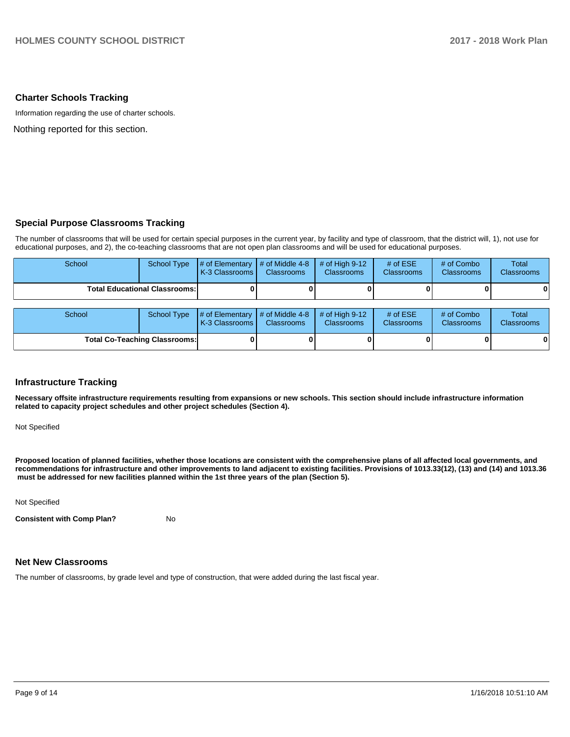## Charter Schools Tracking

Information regarding the use of charter schools.

Nothing reported for this section.

## Special Purpose Classrooms Tracking

The number of classrooms that will be used for certain special purposes in the current year, by facility and type of classroom, that the district will, 1), not use for educational purposes, and 2), the co-teaching classrooms that are not open plan classrooms and will be used for educational purposes.

| School | School Type | # of Elementary K-3 Classrooms | # of Middle 4-8 Classrooms | # of High 9-12 Classrooms | # of ESE Classrooms | # of Combo Classrooms | Total Classrooms |
|---|---|---|---|---|---|---|---|
| **Total Educational Classrooms:** | | **0** | **0** | **0** | **0** | **0** | **0** |

| School | School Type | # of Elementary K-3 Classrooms | # of Middle 4-8 Classrooms | # of High 9-12 Classrooms | # of ESE Classrooms | # of Combo Classrooms | Total Classrooms |
|---|---|---|---|---|---|---|---|
| **Total Co-Teaching Classrooms:** | | **0** | **0** | **0** | **0** | **0** | **0** |

## Infrastructure Tracking

**Necessary offsite infrastructure requirements resulting from expansions or new schools. This section should include infrastructure information related to capacity project schedules and other project schedules (Section 4).**

Not Specified

**Proposed location of planned facilities, whether those locations are consistent with the comprehensive plans of all affected local governments, and recommendations for infrastructure and other improvements to land adjacent to existing facilities. Provisions of 1013.33(12), (13) and (14) and 1013.36 must be addressed for new facilities planned within the 1st three years of the plan (Section 5).**

Not Specified

**Consistent with Comp Plan?** No

## Net New Classrooms

The number of classrooms, by grade level and type of construction, that were added during the last fiscal year.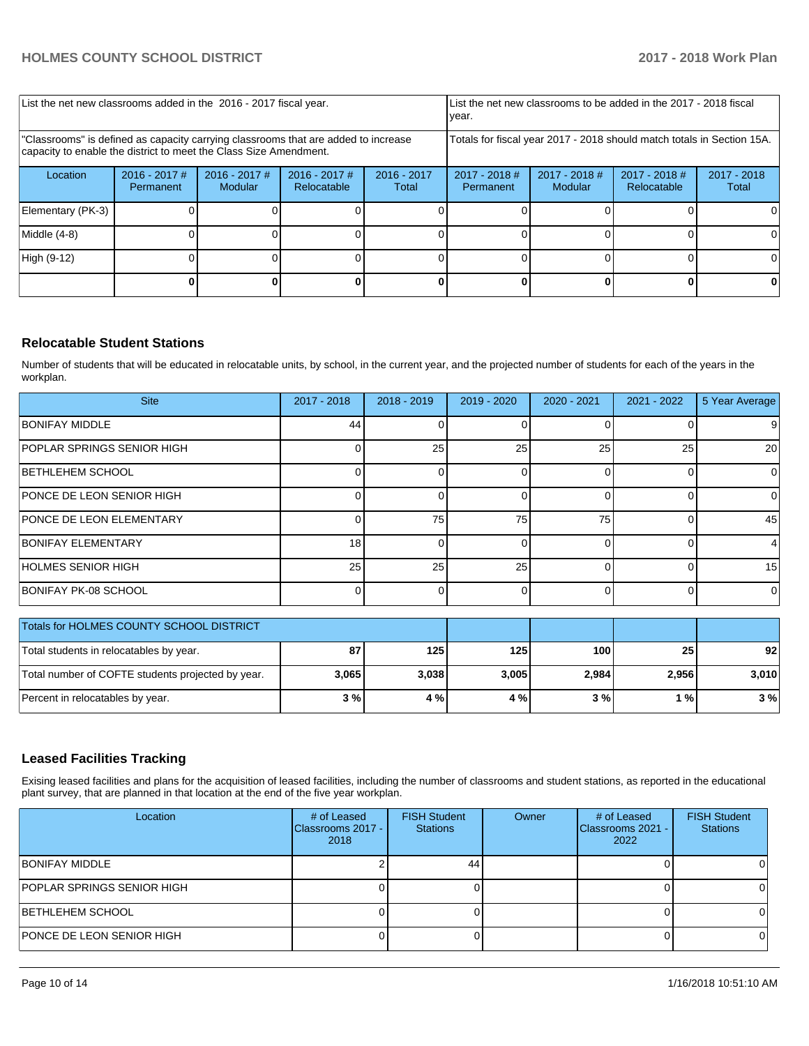| List the net new classrooms added in the 2016 - 2017 fiscal year. | | | | List the net new classrooms to be added in the 2017 - 2018 fiscal year. | | | |
|---|---|---|---|---|---|---|---|
| "Classrooms" is defined as capacity carrying classrooms that are added to increase capacity to enable the district to meet the Class Size Amendment. | | | | Totals for fiscal year 2017 - 2018 should match totals in Section 15A. | | | |
| Location | 2016 - 2017 # Permanent | 2016 - 2017 # Modular | 2016 - 2017 # Relocatable | 2016 - 2017 Total | 2017 - 2018 # Permanent | 2017 - 2018 # Modular | 2017 - 2018 # Relocatable | 2017 - 2018 Total |
| Elementary (PK-3) | 0 | 0 | 0 | 0 | 0 | 0 | 0 | 0 |
| Middle (4-8) | 0 | 0 | 0 | 0 | 0 | 0 | 0 | 0 |
| High (9-12) | 0 | 0 | 0 | 0 | 0 | 0 | 0 | 0 |
| | **0** | **0** | **0** | **0** | **0** | **0** | **0** | **0** |

## Relocatable Student Stations

Number of students that will be educated in relocatable units, by school, in the current year, and the projected number of students for each of the years in the workplan.

| Site | 2017 - 2018 | 2018 - 2019 | 2019 - 2020 | 2020 - 2021 | 2021 - 2022 | 5 Year Average |
|---|---|---|---|---|---|---|
| BONIFAY MIDDLE | 44 | 0 | 0 | 0 | 0 | 9 |
| POPLAR SPRINGS SENIOR HIGH | 0 | 25 | 25 | 25 | 25 | 20 |
| BETHLEHEM SCHOOL | 0 | 0 | 0 | 0 | 0 | 0 |
| PONCE DE LEON SENIOR HIGH | 0 | 0 | 0 | 0 | 0 | 0 |
| PONCE DE LEON ELEMENTARY | 0 | 75 | 75 | 75 | 0 | 45 |
| BONIFAY ELEMENTARY | 18 | 0 | 0 | 0 | 0 | 4 |
| HOLMES SENIOR HIGH | 25 | 25 | 25 | 0 | 0 | 15 |
| BONIFAY PK-08 SCHOOL | 0 | 0 | 0 | 0 | 0 | 0 |

| Totals for HOLMES COUNTY SCHOOL DISTRICT | | | | | | |
|---|---|---|---|---|---|---|
| Total students in relocatables by year. | **87** | **125** | **125** | **100** | **25** | **92** |
| Total number of COFTE students projected by year. | **3,065** | **3,038** | **3,005** | **2,984** | **2,956** | **3,010** |
| Percent in relocatables by year. | **3 %** | **4 %** | **4 %** | **3 %** | **1 %** | **3 %** |

## Leased Facilities Tracking

Exising leased facilities and plans for the acquisition of leased facilities, including the number of classrooms and student stations, as reported in the educational plant survey, that are planned in that location at the end of the five year workplan.

| Location | # of Leased Classrooms 2017 - 2018 | FISH Student Stations | Owner | # of Leased Classrooms 2021 - 2022 | FISH Student Stations |
|---|---|---|---|---|---|
| BONIFAY MIDDLE | 2 | 44 | | 0 | 0 |
| POPLAR SPRINGS SENIOR HIGH | 0 | 0 | | 0 | 0 |
| BETHLEHEM SCHOOL | 0 | 0 | | 0 | 0 |
| PONCE DE LEON SENIOR HIGH | 0 | 0 | | 0 | 0 |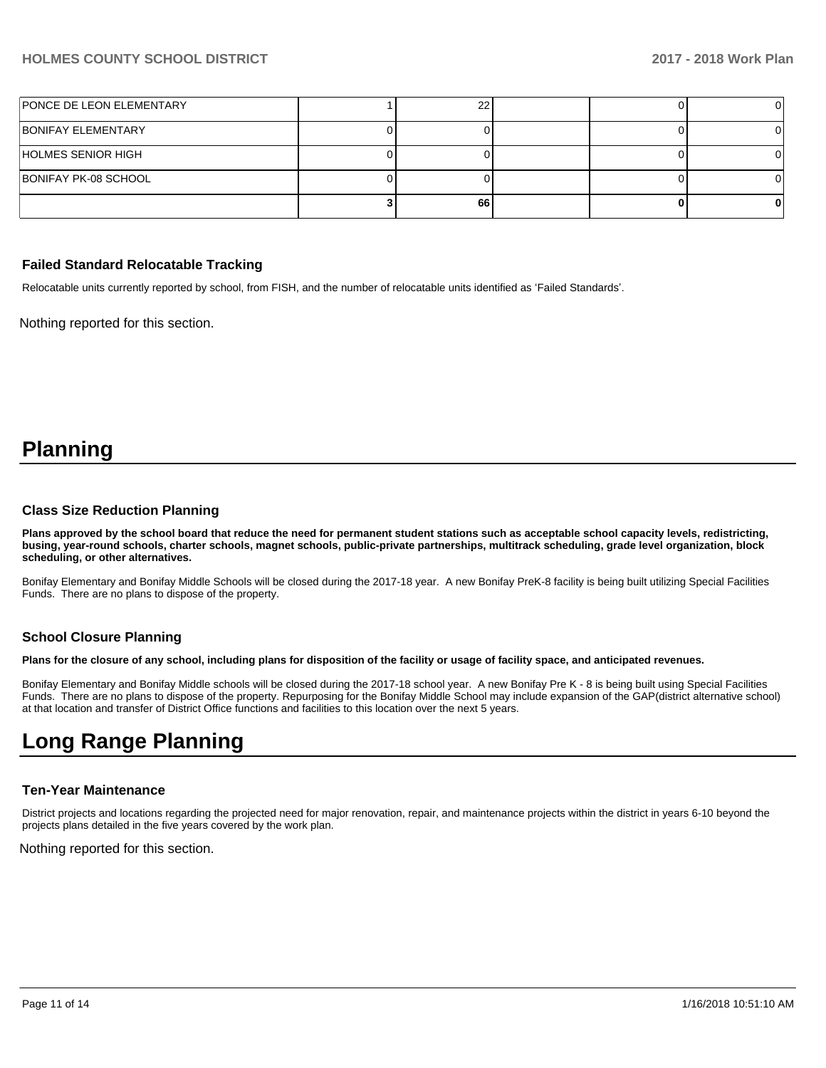| | | | | | |
|---|---|---|---|---|---|
| PONCE DE LEON ELEMENTARY | 1 | 22 | | 0 | 0 |
| BONIFAY ELEMENTARY | 0 | 0 | | 0 | 0 |
| HOLMES SENIOR HIGH | 0 | 0 | | 0 | 0 |
| BONIFAY PK-08 SCHOOL | 0 | 0 | | 0 | 0 |
| | **3** | **66** | | **0** | **0** |

### Failed Standard Relocatable Tracking

Relocatable units currently reported by school, from FISH, and the number of relocatable units identified as 'Failed Standards'.

Nothing reported for this section.

# Planning

### Class Size Reduction Planning

**Plans approved by the school board that reduce the need for permanent student stations such as acceptable school capacity levels, redistricting, busing, year-round schools, charter schools, magnet schools, public-private partnerships, multitrack scheduling, grade level organization, block scheduling, or other alternatives.**

Bonifay Elementary and Bonifay Middle Schools will be closed during the 2017-18 year. A new Bonifay PreK-8 facility is being built utilizing Special Facilities Funds. There are no plans to dispose of the property.

### School Closure Planning

**Plans for the closure of any school, including plans for disposition of the facility or usage of facility space, and anticipated revenues.**

Bonifay Elementary and Bonifay Middle schools will be closed during the 2017-18 school year. A new Bonifay Pre K - 8 is being built using Special Facilities Funds. There are no plans to dispose of the property. Repurposing for the Bonifay Middle School may include expansion of the GAP(district alternative school) at that location and transfer of District Office functions and facilities to this location over the next 5 years.

# Long Range Planning

### Ten-Year Maintenance

District projects and locations regarding the projected need for major renovation, repair, and maintenance projects within the district in years 6-10 beyond the projects plans detailed in the five years covered by the work plan.

Nothing reported for this section.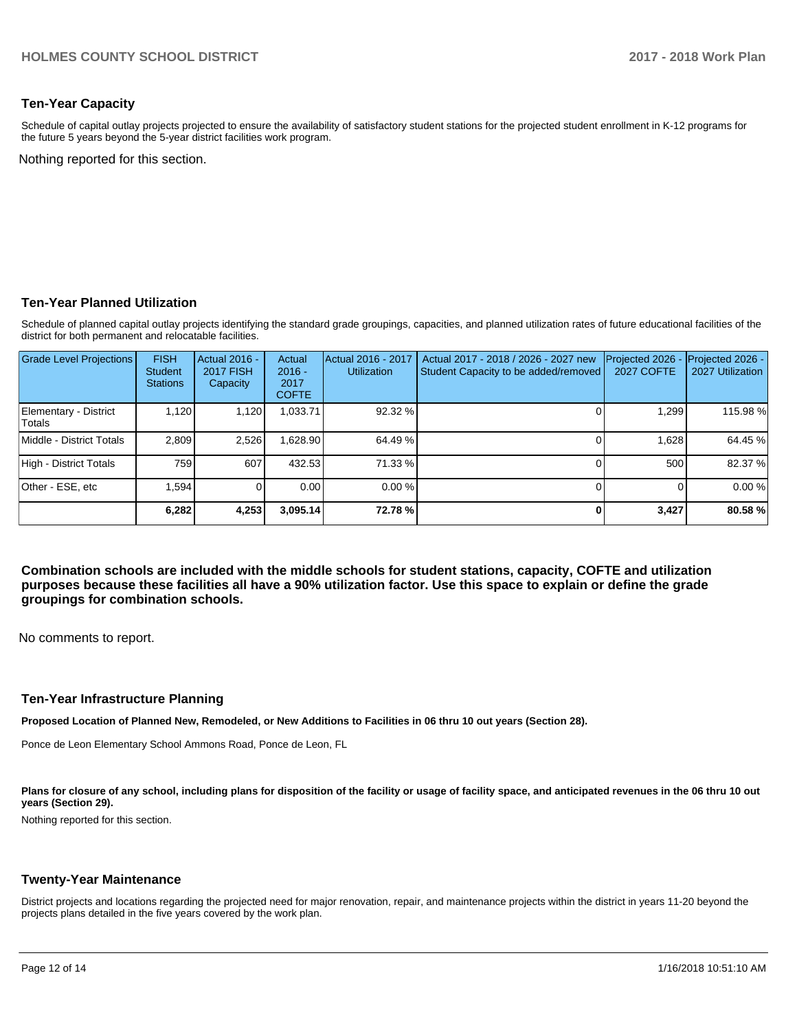## Ten-Year Capacity

Schedule of capital outlay projects projected to ensure the availability of satisfactory student stations for the projected student enrollment in K-12 programs for the future 5 years beyond the 5-year district facilities work program.

Nothing reported for this section.

## Ten-Year Planned Utilization

Schedule of planned capital outlay projects identifying the standard grade groupings, capacities, and planned utilization rates of future educational facilities of the district for both permanent and relocatable facilities.

| Grade Level Projections | FISH Student Stations | Actual 2016 - 2017 FISH Capacity | Actual 2016 - 2017 COFTE | Actual 2016 - 2017 Utilization | Actual 2017 - 2018 / 2026 - 2027 new Student Capacity to be added/removed | Projected 2026 - 2027 COFTE | Projected 2026 - 2027 Utilization |
|---|---|---|---|---|---|---|---|
| Elementary - District Totals | 1,120 | 1,120 | 1,033.71 | 92.32 % | 0 | 1,299 | 115.98 % |
| Middle - District Totals | 2,809 | 2,526 | 1,628.90 | 64.49 % | 0 | 1,628 | 64.45 % |
| High - District Totals | 759 | 607 | 432.53 | 71.33 % | 0 | 500 | 82.37 % |
| Other - ESE, etc | 1,594 | 0 | 0.00 | 0.00 % | 0 | 0 | 0.00 % |
| | **6,282** | **4,253** | **3,095.14** | **72.78 %** | **0** | **3,427** | **80.58 %** |

**Combination schools are included with the middle schools for student stations, capacity, COFTE and utilization purposes because these facilities all have a 90% utilization factor. Use this space to explain or define the grade groupings for combination schools.**

No comments to report.

## Ten-Year Infrastructure Planning

**Proposed Location of Planned New, Remodeled, or New Additions to Facilities in 06 thru 10 out years (Section 28).**

Ponce de Leon Elementary School Ammons Road, Ponce de Leon, FL

**Plans for closure of any school, including plans for disposition of the facility or usage of facility space, and anticipated revenues in the 06 thru 10 out years (Section 29).**

Nothing reported for this section.

## Twenty-Year Maintenance

District projects and locations regarding the projected need for major renovation, repair, and maintenance projects within the district in years 11-20 beyond the projects plans detailed in the five years covered by the work plan.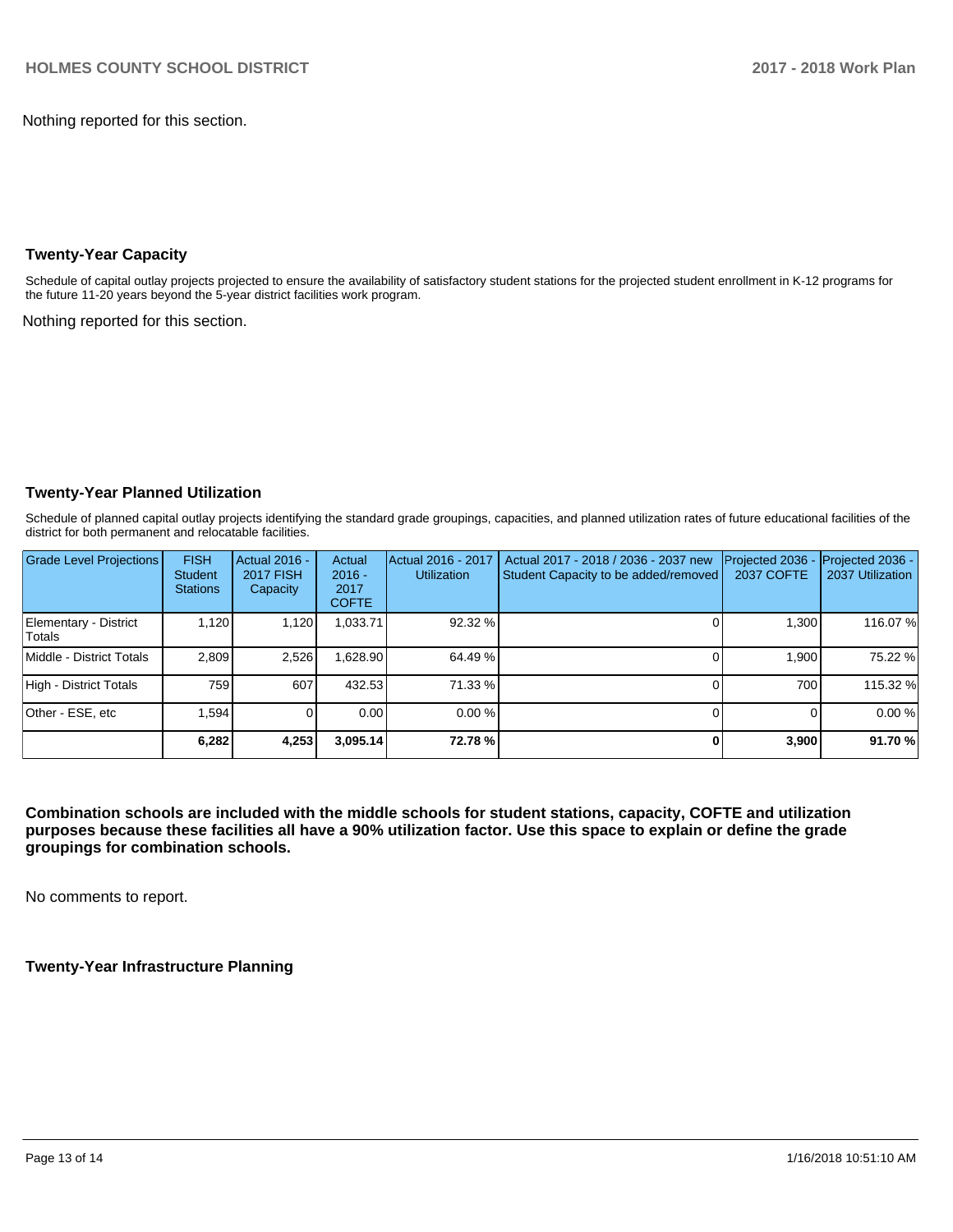Nothing reported for this section.

## Twenty-Year Capacity

Schedule of capital outlay projects projected to ensure the availability of satisfactory student stations for the projected student enrollment in K-12 programs for the future 11-20 years beyond the 5-year district facilities work program.

Nothing reported for this section.

## Twenty-Year Planned Utilization

Schedule of planned capital outlay projects identifying the standard grade groupings, capacities, and planned utilization rates of future educational facilities of the district for both permanent and relocatable facilities.

| Grade Level Projections | FISH Student Stations | Actual 2016 - 2017 FISH Capacity | Actual 2016 - 2017 COFTE | Actual 2016 - 2017 Utilization | Actual 2017 - 2018 / 2036 - 2037 new Student Capacity to be added/removed | Projected 2036 - 2037 COFTE | Projected 2036 - 2037 Utilization |
|---|---|---|---|---|---|---|---|
| Elementary - District Totals | 1,120 | 1,120 | 1,033.71 | 92.32 % | 0 | 1,300 | 116.07 % |
| Middle - District Totals | 2,809 | 2,526 | 1,628.90 | 64.49 % | 0 | 1,900 | 75.22 % |
| High - District Totals | 759 | 607 | 432.53 | 71.33 % | 0 | 700 | 115.32 % |
| Other - ESE, etc | 1,594 | 0 | 0.00 | 0.00 % | 0 | 0 | 0.00 % |
| | **6,282** | **4,253** | **3,095.14** | **72.78 %** | **0** | **3,900** | **91.70 %** |

**Combination schools are included with the middle schools for student stations, capacity, COFTE and utilization purposes because these facilities all have a 90% utilization factor. Use this space to explain or define the grade groupings for combination schools.**

No comments to report.

## Twenty-Year Infrastructure Planning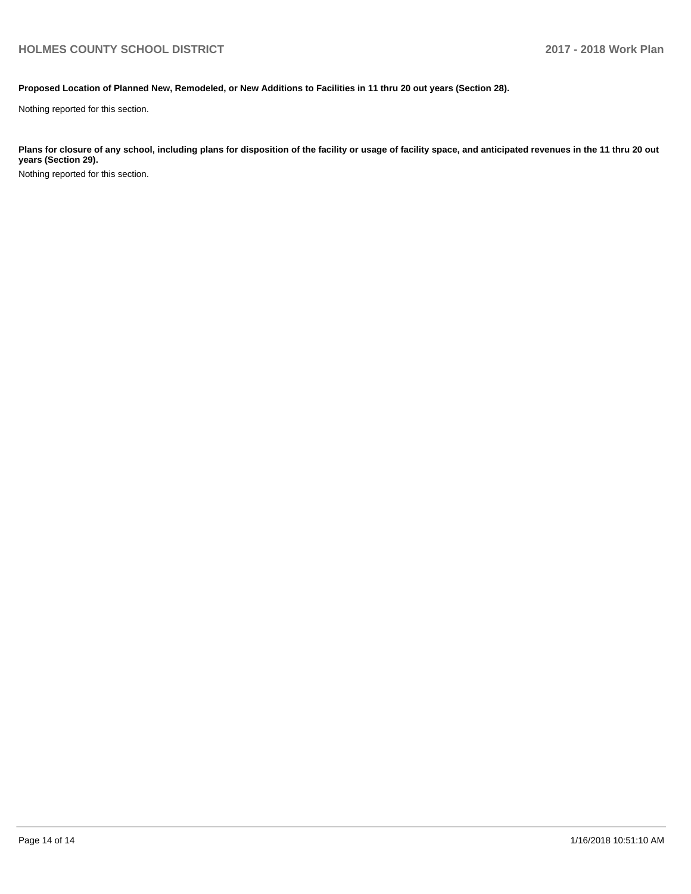**Proposed Location of Planned New, Remodeled, or New Additions to Facilities in 11 thru 20 out years (Section 28).**

Nothing reported for this section.

**Plans for closure of any school, including plans for disposition of the facility or usage of facility space, and anticipated revenues in the 11 thru 20 out years (Section 29).**

Nothing reported for this section.